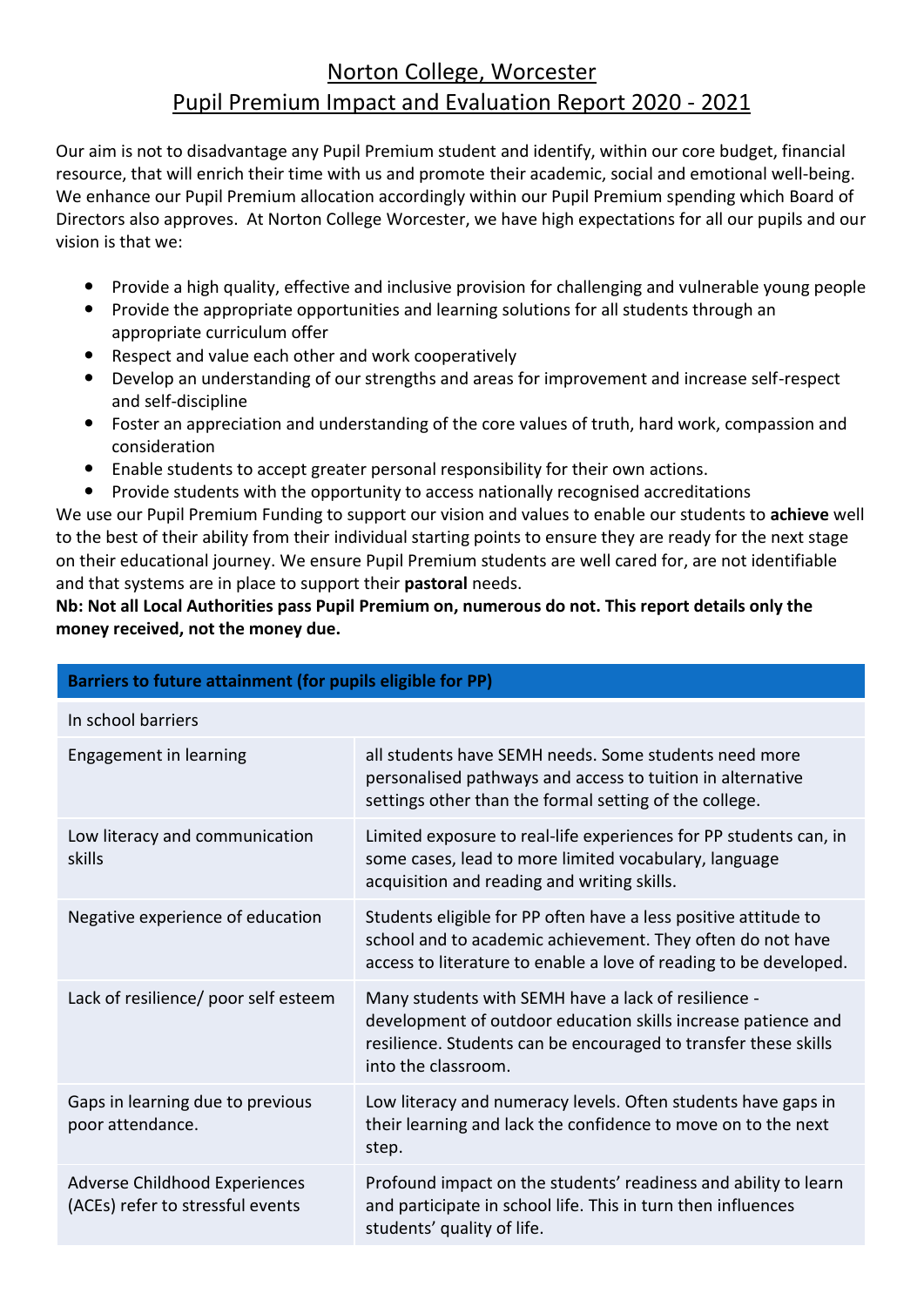# Norton College, Worcester
## Pupil Premium Impact and Evaluation Report 2020 - 2021

Our aim is not to disadvantage any Pupil Premium student and identify, within our core budget, financial resource, that will enrich their time with us and promote their academic, social and emotional well-being. We enhance our Pupil Premium allocation accordingly within our Pupil Premium spending which Board of Directors also approves. At Norton College Worcester, we have high expectations for all our pupils and our vision is that we:

- Provide a high quality, effective and inclusive provision for challenging and vulnerable young people
- Provide the appropriate opportunities and learning solutions for all students through an appropriate curriculum offer
- Respect and value each other and work cooperatively
- Develop an understanding of our strengths and areas for improvement and increase self-respect and self-discipline
- Foster an appreciation and understanding of the core values of truth, hard work, compassion and consideration
- Enable students to accept greater personal responsibility for their own actions.
- Provide students with the opportunity to access nationally recognised accreditations

We use our Pupil Premium Funding to support our vision and values to enable our students to **achieve** well to the best of their ability from their individual starting points to ensure they are ready for the next stage on their educational journey. We ensure Pupil Premium students are well cared for, are not identifiable and that systems are in place to support their **pastoral** needs.

**Nb: Not all Local Authorities pass Pupil Premium on, numerous do not. This report details only the money received, not the money due.**

| **Barriers to future attainment (for pupils eligible for PP)** | |
|---|---|
| In school barriers | |
| Engagement in learning | all students have SEMH needs. Some students need more personalised pathways and access to tuition in alternative settings other than the formal setting of the college. |
| Low literacy and communication skills | Limited exposure to real-life experiences for PP students can, in some cases, lead to more limited vocabulary, language acquisition and reading and writing skills. |
| Negative experience of education | Students eligible for PP often have a less positive attitude to school and to academic achievement. They often do not have access to literature to enable a love of reading to be developed. |
| Lack of resilience/ poor self esteem | Many students with SEMH have a lack of resilience - development of outdoor education skills increase patience and resilience. Students can be encouraged to transfer these skills into the classroom. |
| Gaps in learning due to previous poor attendance. | Low literacy and numeracy levels. Often students have gaps in their learning and lack the confidence to move on to the next step. |
| Adverse Childhood Experiences (ACEs) refer to stressful events | Profound impact on the students' readiness and ability to learn and participate in school life. This in turn then influences students' quality of life. |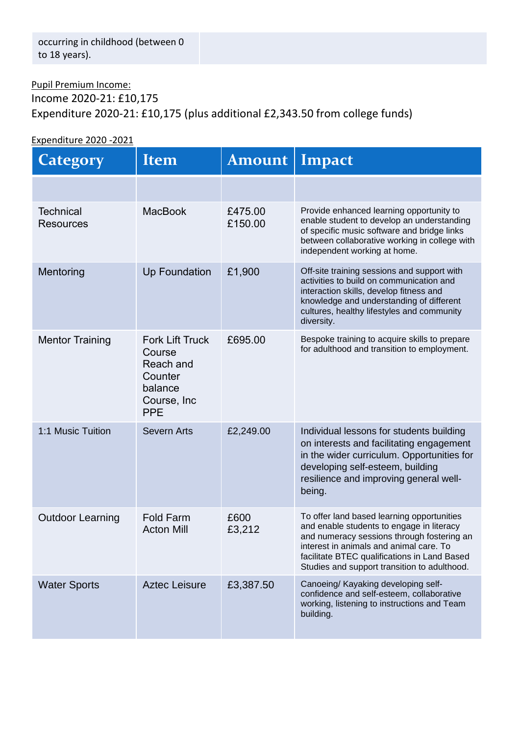| occurring in childhood (between 0 to 18 years). | |
|---|---|

Pupil Premium Income:

Income 2020-21: £10,175

Expenditure 2020-21: £10,175 (plus additional £2,343.50 from college funds)

Expenditure 2020 -2021

| Category | Item | Amount | Impact |
|---|---|---|---|
| | | | |
| Technical Resources | MacBook | £475.00<br>£150.00 | Provide enhanced learning opportunity to enable student to develop an understanding of specific music software and bridge links between collaborative working in college with independent working at home. |
| Mentoring | Up Foundation | £1,900 | Off-site training sessions and support with activities to build on communication and interaction skills, develop fitness and knowledge and understanding of different cultures, healthy lifestyles and community diversity. |
| Mentor Training | Fork Lift Truck Course Reach and Counter balance Course, Inc PPE | £695.00 | Bespoke training to acquire skills to prepare for adulthood and transition to employment. |
| 1:1 Music Tuition | Severn Arts | £2,249.00 | Individual lessons for students building on interests and facilitating engagement in the wider curriculum. Opportunities for developing self-esteem, building resilience and improving general well-being. |
| Outdoor Learning | Fold Farm<br>Acton Mill | £600<br>£3,212 | To offer land based learning opportunities and enable students to engage in literacy and numeracy sessions through fostering an interest in animals and animal care. To facilitate BTEC qualifications in Land Based Studies and support transition to adulthood. |
| Water Sports | Aztec Leisure | £3,387.50 | Canoeing/ Kayaking developing self-confidence and self-esteem, collaborative working, listening to instructions and Team building. |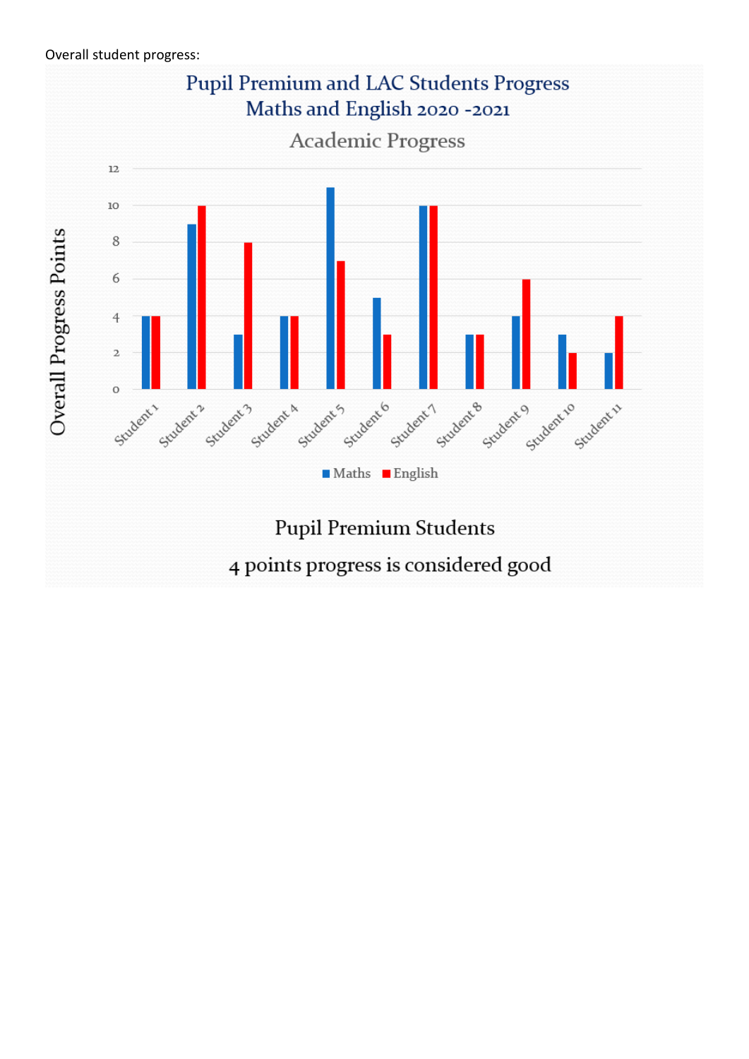Overall student progress:

Pupil Premium and LAC Students Progress
Maths and English 2020 -2021

Academic Progress

Overall Progress Points

12
10
8
6
4
2
0

Student 1
Student 2
Student 3
Student 4
Student 5
Student 6
Student 7
Student 8
Student 9
Student 10
Student 11

Maths
English

Pupil Premium Students

4 points progress is considered good